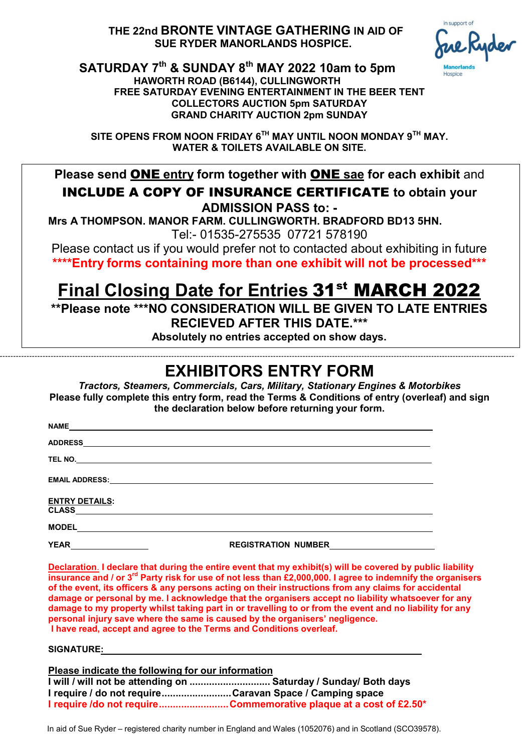**THE 22nd BRONTE VINTAGE GATHERING IN AID OF SUE RYDER MANORLANDS HOSPICE.**

in support of Sue Ryder Manorlands Hospice

**SATURDAY 7th & SUNDAY 8th MAY 2022 10am to 5pm**

**HAWORTH ROAD (B6144), CULLINGWORTH**

**FREE SATURDAY EVENING ENTERTAINMENT IN THE BEER TENT**

**COLLECTORS AUCTION 5pm SATURDAY**

**GRAND CHARITY AUCTION 2pm SUNDAY**

**SITE OPENS FROM NOON FRIDAY 6TH MAY UNTIL NOON MONDAY 9TH MAY.**

**WATER & TOILETS AVAILABLE ON SITE.**

**Please send ONE entry form together with ONE sae for each exhibit** and **INCLUDE A COPY OF INSURANCE CERTIFICATE to obtain your ADMISSION PASS to: -**

**Mrs A THOMPSON. MANOR FARM. CULLINGWORTH. BRADFORD BD13 5HN.**

Tel:- 01535-275535 07721 578190

Please contact us if you would prefer not to contacted about exhibiting in future

**\*\*\*\*Entry forms containing more than one exhibit will not be processed\*\*\***

# Final Closing Date for Entries 31st MARCH 2022

**\*\*Please note \*\*\*NO CONSIDERATION WILL BE GIVEN TO LATE ENTRIES RECIEVED AFTER THIS DATE.\*\*\***

**Absolutely no entries accepted on show days.**

---

# EXHIBITORS ENTRY FORM

***Tractors, Steamers, Commercials, Cars, Military, Stationary Engines & Motorbikes***

**Please fully complete this entry form, read the Terms & Conditions of entry (overleaf) and sign the declaration below before returning your form.**

**NAME** ____________________

**ADDRESS** ____________________

**TEL NO.** ____________________

**EMAIL ADDRESS:** ____________________

**ENTRY DETAILS:**

**CLASS** ____________________

**MODEL** ____________________

**YEAR** ____________ **REGISTRATION NUMBER** ____________

**Declaration.** **I declare that during the entire event that my exhibit(s) will be covered by public liability insurance and / or 3rd Party risk for use of not less than £2,000,000. I agree to indemnify the organisers of the event, its officers & any persons acting on their instructions from any claims for accidental damage or personal by me. I acknowledge that the organisers accept no liability whatsoever for any damage to my property whilst taking part in or travelling to or from the event and no liability for any personal injury save where the same is caused by the organisers' negligence.**
**I have read, accept and agree to the Terms and Conditions overleaf.**

**SIGNATURE:** ____________________

**Please indicate the following for our information**

**I will / will not be attending on ............................ Saturday / Sunday/ Both days**

**I require / do not require......................... Caravan Space / Camping space**

**I require /do not require......................... Commemorative plaque at a cost of £2.50\***

In aid of Sue Ryder – registered charity number in England and Wales (1052076) and in Scotland (SCO39578).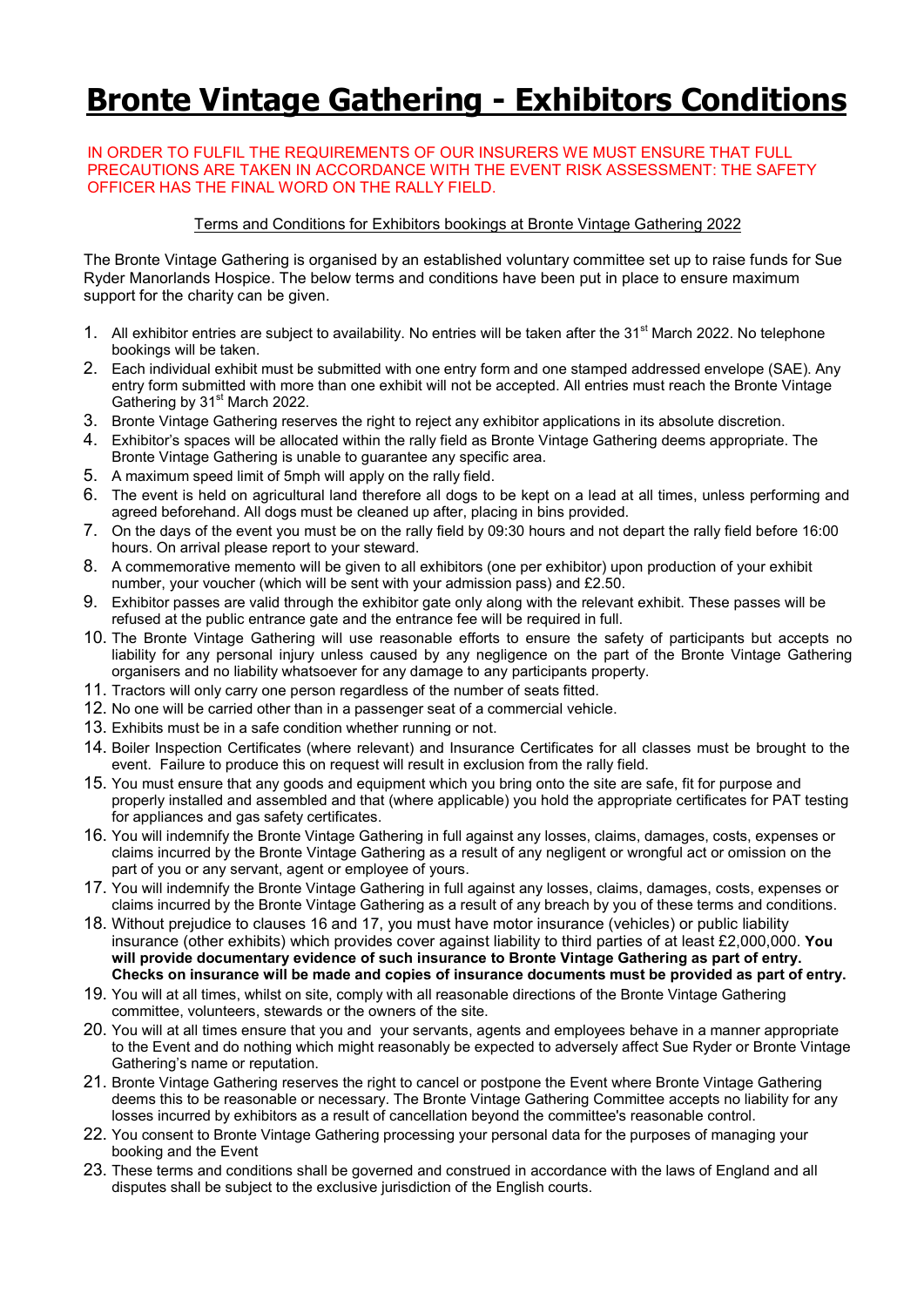# Bronte Vintage Gathering - Exhibitors Conditions

IN ORDER TO FULFIL THE REQUIREMENTS OF OUR INSURERS WE MUST ENSURE THAT FULL PRECAUTIONS ARE TAKEN IN ACCORDANCE WITH THE EVENT RISK ASSESSMENT: THE SAFETY OFFICER HAS THE FINAL WORD ON THE RALLY FIELD.

Terms and Conditions for Exhibitors bookings at Bronte Vintage Gathering 2022

The Bronte Vintage Gathering is organised by an established voluntary committee set up to raise funds for Sue Ryder Manorlands Hospice. The below terms and conditions have been put in place to ensure maximum support for the charity can be given.

1. All exhibitor entries are subject to availability. No entries will be taken after the 31st March 2022. No telephone bookings will be taken.
2. Each individual exhibit must be submitted with one entry form and one stamped addressed envelope (SAE). Any entry form submitted with more than one exhibit will not be accepted. All entries must reach the Bronte Vintage Gathering by 31st March 2022.
3. Bronte Vintage Gathering reserves the right to reject any exhibitor applications in its absolute discretion.
4. Exhibitor's spaces will be allocated within the rally field as Bronte Vintage Gathering deems appropriate. The Bronte Vintage Gathering is unable to guarantee any specific area.
5. A maximum speed limit of 5mph will apply on the rally field.
6. The event is held on agricultural land therefore all dogs to be kept on a lead at all times, unless performing and agreed beforehand. All dogs must be cleaned up after, placing in bins provided.
7. On the days of the event you must be on the rally field by 09:30 hours and not depart the rally field before 16:00 hours. On arrival please report to your steward.
8. A commemorative memento will be given to all exhibitors (one per exhibitor) upon production of your exhibit number, your voucher (which will be sent with your admission pass) and £2.50.
9. Exhibitor passes are valid through the exhibitor gate only along with the relevant exhibit. These passes will be refused at the public entrance gate and the entrance fee will be required in full.
10. The Bronte Vintage Gathering will use reasonable efforts to ensure the safety of participants but accepts no liability for any personal injury unless caused by any negligence on the part of the Bronte Vintage Gathering organisers and no liability whatsoever for any damage to any participants property.
11. Tractors will only carry one person regardless of the number of seats fitted.
12. No one will be carried other than in a passenger seat of a commercial vehicle.
13. Exhibits must be in a safe condition whether running or not.
14. Boiler Inspection Certificates (where relevant) and Insurance Certificates for all classes must be brought to the event. Failure to produce this on request will result in exclusion from the rally field.
15. You must ensure that any goods and equipment which you bring onto the site are safe, fit for purpose and properly installed and assembled and that (where applicable) you hold the appropriate certificates for PAT testing for appliances and gas safety certificates.
16. You will indemnify the Bronte Vintage Gathering in full against any losses, claims, damages, costs, expenses or claims incurred by the Bronte Vintage Gathering as a result of any negligent or wrongful act or omission on the part of you or any servant, agent or employee of yours.
17. You will indemnify the Bronte Vintage Gathering in full against any losses, claims, damages, costs, expenses or claims incurred by the Bronte Vintage Gathering as a result of any breach by you of these terms and conditions.
18. Without prejudice to clauses 16 and 17, you must have motor insurance (vehicles) or public liability insurance (other exhibits) which provides cover against liability to third parties of at least £2,000,000. **You will provide documentary evidence of such insurance to Bronte Vintage Gathering as part of entry. Checks on insurance will be made and copies of insurance documents must be provided as part of entry.**
19. You will at all times, whilst on site, comply with all reasonable directions of the Bronte Vintage Gathering committee, volunteers, stewards or the owners of the site.
20. You will at all times ensure that you and your servants, agents and employees behave in a manner appropriate to the Event and do nothing which might reasonably be expected to adversely affect Sue Ryder or Bronte Vintage Gathering's name or reputation.
21. Bronte Vintage Gathering reserves the right to cancel or postpone the Event where Bronte Vintage Gathering deems this to be reasonable or necessary. The Bronte Vintage Gathering Committee accepts no liability for any losses incurred by exhibitors as a result of cancellation beyond the committee's reasonable control.
22. You consent to Bronte Vintage Gathering processing your personal data for the purposes of managing your booking and the Event
23. These terms and conditions shall be governed and construed in accordance with the laws of England and all disputes shall be subject to the exclusive jurisdiction of the English courts.